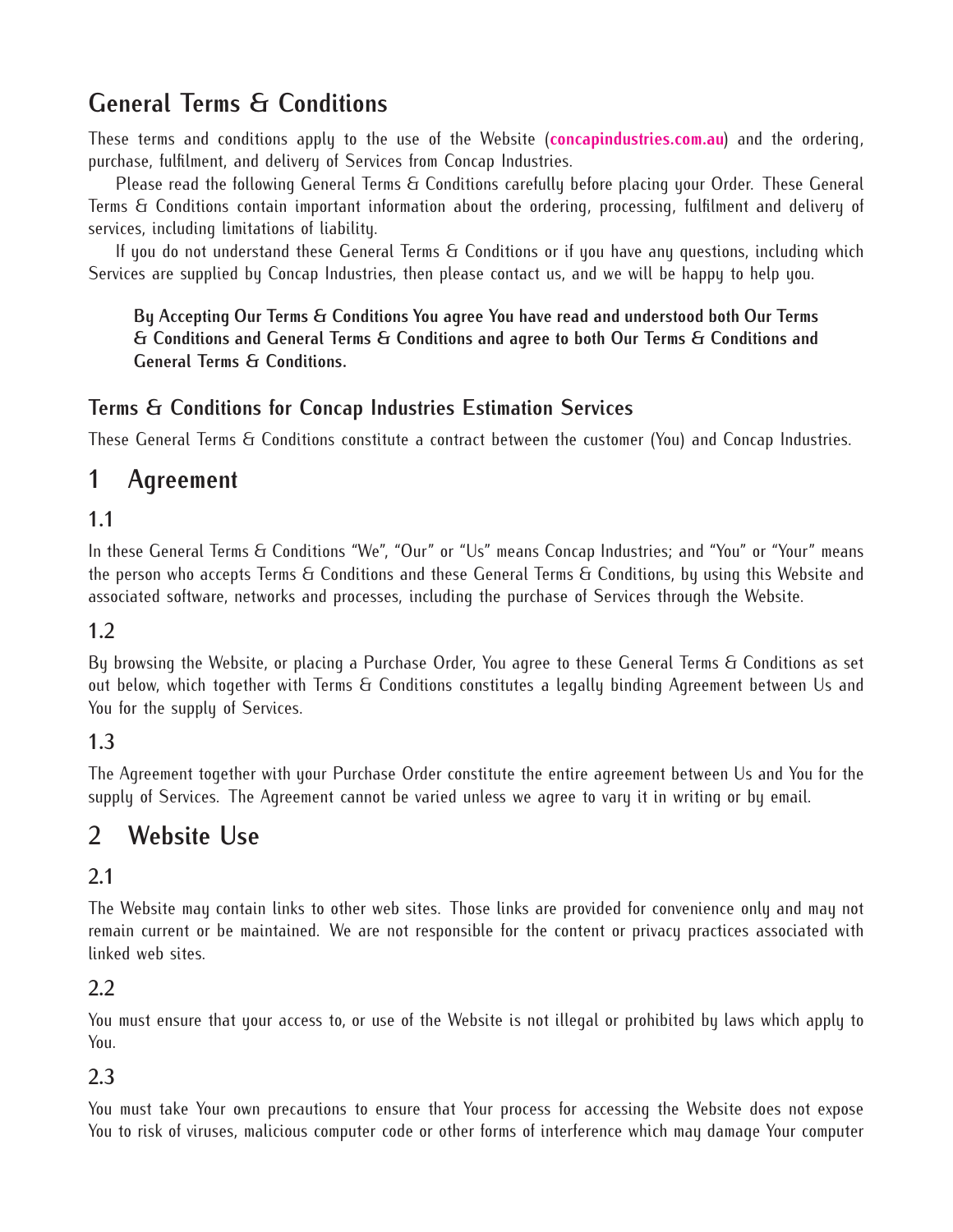# General Terms & Conditions

These terms and conditions apply to the use of the Website (**concapindustries.com.au**) and the ordering, purchase, fulfilment, and delivery of Services from Concap Industries.

Please read the following General Terms & Conditions carefully before placing your Order. These General Terms & Conditions contain important information about the ordering, processing, fulfilment and delivery of services, including limitations of liability.

If you do not understand these General Terms & Conditions or if you have any questions, including which Services are supplied by Concap Industries, then please contact us, and we will be happy to help you.

> **By Accepting Our Terms & Conditions You agree You have read and understood both Our Terms & Conditions and General Terms & Conditions and agree to both Our Terms & Conditions and General Terms & Conditions.**

### Terms & Conditions for Concap Industries Estimation Services

These General Terms & Conditions constitute a contract between the customer (You) and Concap Industries.

## 1 Agreement

### 1.1

In these General Terms & Conditions "We", "Our" or "Us" means Concap Industries; and "You" or "Your" means the person who accepts Terms & Conditions and these General Terms & Conditions, by using this Website and associated software, networks and processes, including the purchase of Services through the Website.

### 1.2

By browsing the Website, or placing a Purchase Order, You agree to these General Terms & Conditions as set out below, which together with Terms & Conditions constitutes a legally binding Agreement between Us and You for the supply of Services.

### 1.3

The Agreement together with your Purchase Order constitute the entire agreement between Us and You for the supply of Services. The Agreement cannot be varied unless we agree to vary it in writing or by email.

## 2 Website Use

### 2.1

The Website may contain links to other web sites. Those links are provided for convenience only and may not remain current or be maintained. We are not responsible for the content or privacy practices associated with linked web sites.

### 2.2

You must ensure that your access to, or use of the Website is not illegal or prohibited by laws which apply to You.

### 2.3

You must take Your own precautions to ensure that Your process for accessing the Website does not expose You to risk of viruses, malicious computer code or other forms of interference which may damage Your computer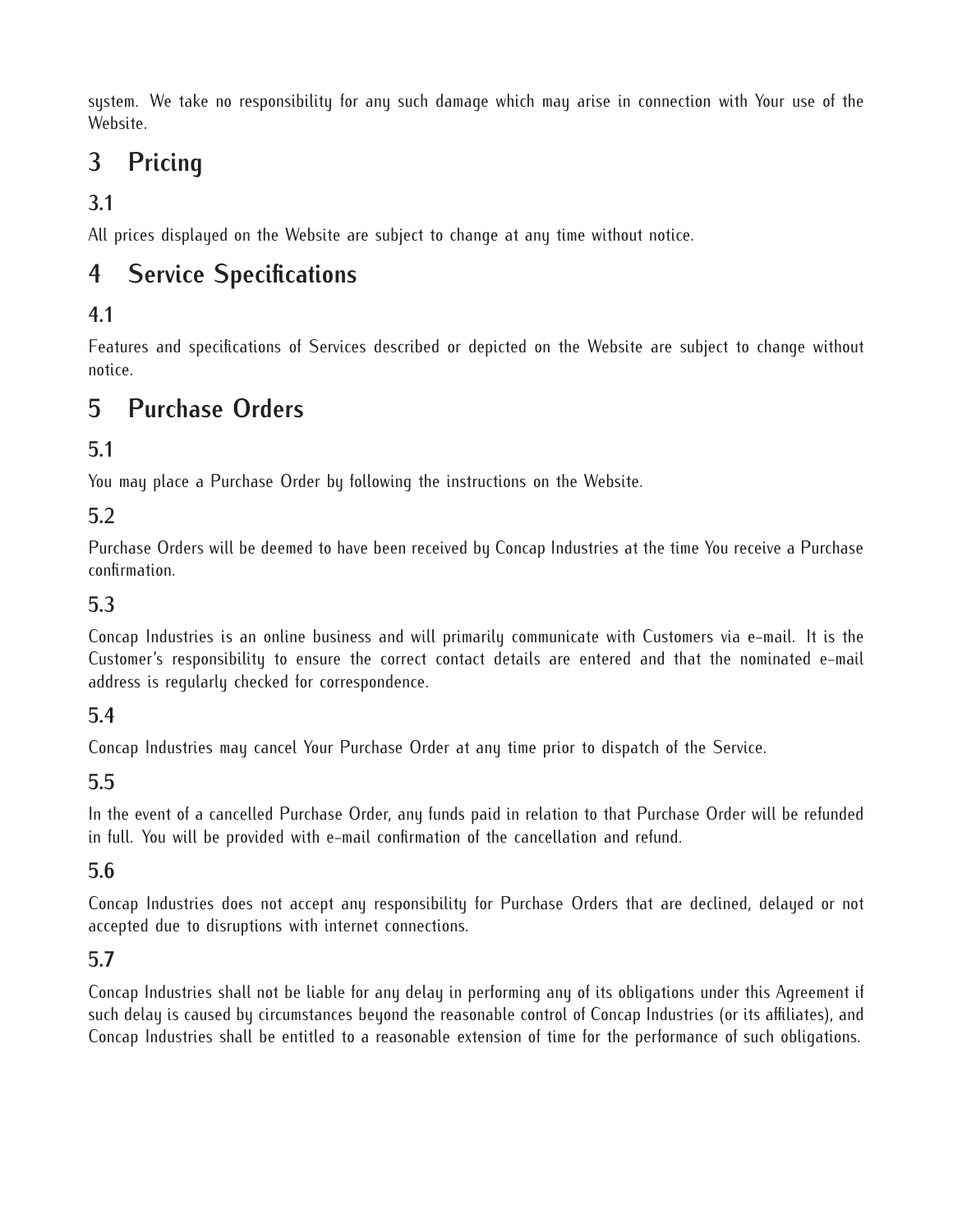system. We take no responsibility for any such damage which may arise in connection with Your use of the Website.

# 3 Pricing

## 3.1

All prices displayed on the Website are subject to change at any time without notice.

# 4 Service Specifications

## 4.1

Features and specifications of Services described or depicted on the Website are subject to change without notice.

# 5 Purchase Orders

## 5.1

You may place a Purchase Order by following the instructions on the Website.

## 5.2

Purchase Orders will be deemed to have been received by Concap Industries at the time You receive a Purchase confirmation.

## 5.3

Concap Industries is an online business and will primarily communicate with Customers via e-mail. It is the Customer's responsibility to ensure the correct contact details are entered and that the nominated e-mail address is regularly checked for correspondence.

## 5.4

Concap Industries may cancel Your Purchase Order at any time prior to dispatch of the Service.

## 5.5

In the event of a cancelled Purchase Order, any funds paid in relation to that Purchase Order will be refunded in full. You will be provided with e-mail confirmation of the cancellation and refund.

## 5.6

Concap Industries does not accept any responsibility for Purchase Orders that are declined, delayed or not accepted due to disruptions with internet connections.

## 5.7

Concap Industries shall not be liable for any delay in performing any of its obligations under this Agreement if such delay is caused by circumstances beyond the reasonable control of Concap Industries (or its affiliates), and Concap Industries shall be entitled to a reasonable extension of time for the performance of such obligations.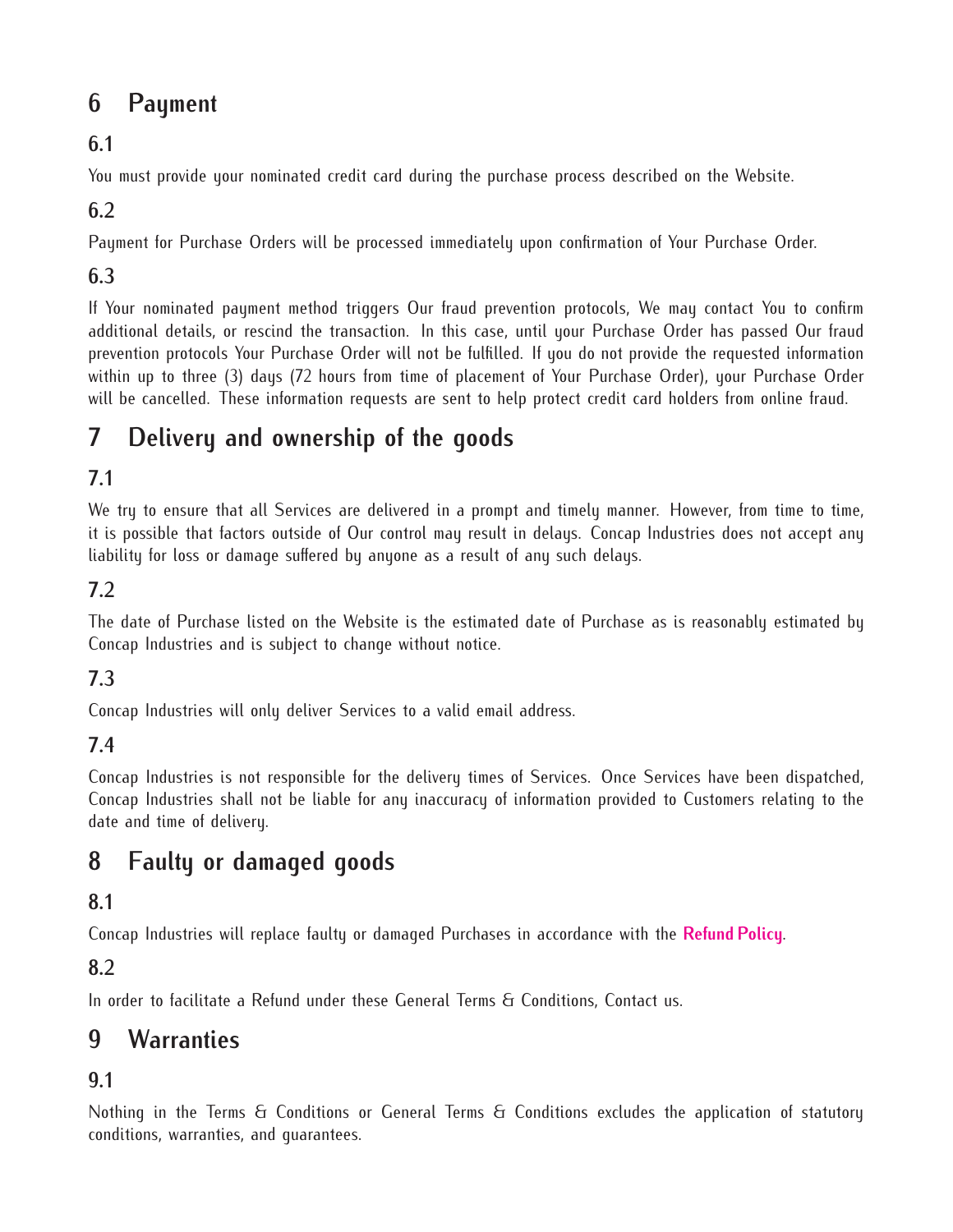# 6 Payment

## 6.1

You must provide your nominated credit card during the purchase process described on the Website.

## 6.2

Payment for Purchase Orders will be processed immediately upon confirmation of Your Purchase Order.

## 6.3

If Your nominated payment method triggers Our fraud prevention protocols, We may contact You to confirm additional details, or rescind the transaction. In this case, until your Purchase Order has passed Our fraud prevention protocols Your Purchase Order will not be fulfilled. If you do not provide the requested information within up to three (3) days (72 hours from time of placement of Your Purchase Order), your Purchase Order will be cancelled. These information requests are sent to help protect credit card holders from online fraud.

# 7 Delivery and ownership of the goods

## 7.1

We try to ensure that all Services are delivered in a prompt and timely manner. However, from time to time, it is possible that factors outside of Our control may result in delays. Concap Industries does not accept any liability for loss or damage suffered by anyone as a result of any such delays.

## 7.2

The date of Purchase listed on the Website is the estimated date of Purchase as is reasonably estimated by Concap Industries and is subject to change without notice.

## 7.3

Concap Industries will only deliver Services to a valid email address.

## 7.4

Concap Industries is not responsible for the delivery times of Services. Once Services have been dispatched, Concap Industries shall not be liable for any inaccuracy of information provided to Customers relating to the date and time of delivery.

# 8 Faulty or damaged goods

## 8.1

Concap Industries will replace faulty or damaged Purchases in accordance with the **Refund Policy**.

## 8.2

In order to facilitate a Refund under these General Terms & Conditions, Contact us.

# 9 Warranties

## 9.1

Nothing in the Terms & Conditions or General Terms & Conditions excludes the application of statutory conditions, warranties, and guarantees.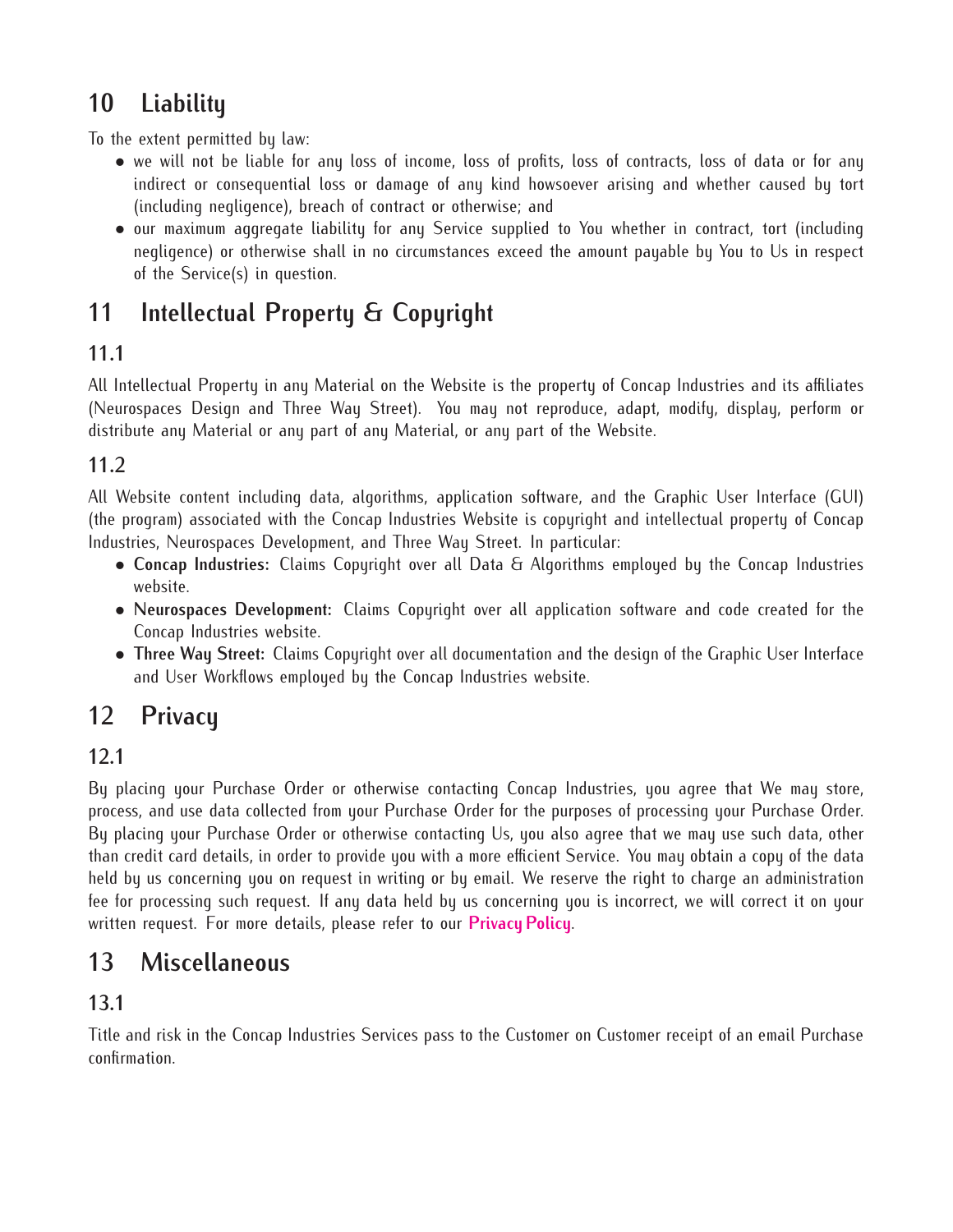# 10 Liability

To the extent permitted by law:

- we will not be liable for any loss of income, loss of profits, loss of contracts, loss of data or for any indirect or consequential loss or damage of any kind howsoever arising and whether caused by tort (including negligence), breach of contract or otherwise; and
- our maximum aggregate liability for any Service supplied to You whether in contract, tort (including negligence) or otherwise shall in no circumstances exceed the amount payable by You to Us in respect of the Service(s) in question.

# 11 Intellectual Property & Copyright

## 11.1

All Intellectual Property in any Material on the Website is the property of Concap Industries and its affiliates (Neurospaces Design and Three Way Street). You may not reproduce, adapt, modify, display, perform or distribute any Material or any part of any Material, or any part of the Website.

## 11.2

All Website content including data, algorithms, application software, and the Graphic User Interface (GUI) (the program) associated with the Concap Industries Website is copyright and intellectual property of Concap Industries, Neurospaces Development, and Three Way Street. In particular:

- **Concap Industries:** Claims Copyright over all Data & Algorithms employed by the Concap Industries website.
- **Neurospaces Development:** Claims Copyright over all application software and code created for the Concap Industries website.
- **Three Way Street:** Claims Copyright over all documentation and the design of the Graphic User Interface and User Workflows employed by the Concap Industries website.

# 12 Privacy

## 12.1

By placing your Purchase Order or otherwise contacting Concap Industries, you agree that We may store, process, and use data collected from your Purchase Order for the purposes of processing your Purchase Order. By placing your Purchase Order or otherwise contacting Us, you also agree that we may use such data, other than credit card details, in order to provide you with a more efficient Service. You may obtain a copy of the data held by us concerning you on request in writing or by email. We reserve the right to charge an administration fee for processing such request. If any data held by us concerning you is incorrect, we will correct it on your written request. For more details, please refer to our **Privacy Policy**.

# 13 Miscellaneous

## 13.1

Title and risk in the Concap Industries Services pass to the Customer on Customer receipt of an email Purchase confirmation.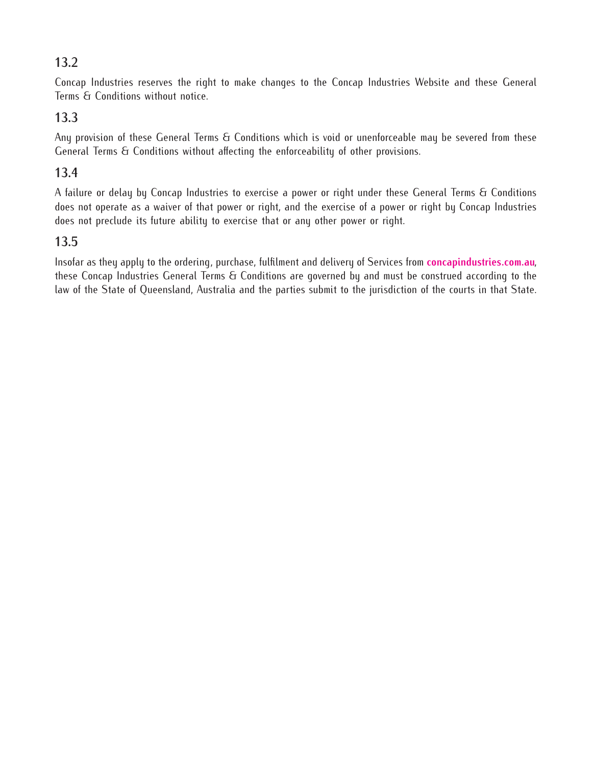### 13.2

Concap Industries reserves the right to make changes to the Concap Industries Website and these General Terms & Conditions without notice.

### 13.3

Any provision of these General Terms & Conditions which is void or unenforceable may be severed from these General Terms & Conditions without affecting the enforceability of other provisions.

### 13.4

A failure or delay by Concap Industries to exercise a power or right under these General Terms & Conditions does not operate as a waiver of that power or right, and the exercise of a power or right by Concap Industries does not preclude its future ability to exercise that or any other power or right.

### 13.5

Insofar as they apply to the ordering, purchase, fulfilment and delivery of Services from **concapindustries.com.au**, these Concap Industries General Terms & Conditions are governed by and must be construed according to the law of the State of Queensland, Australia and the parties submit to the jurisdiction of the courts in that State.